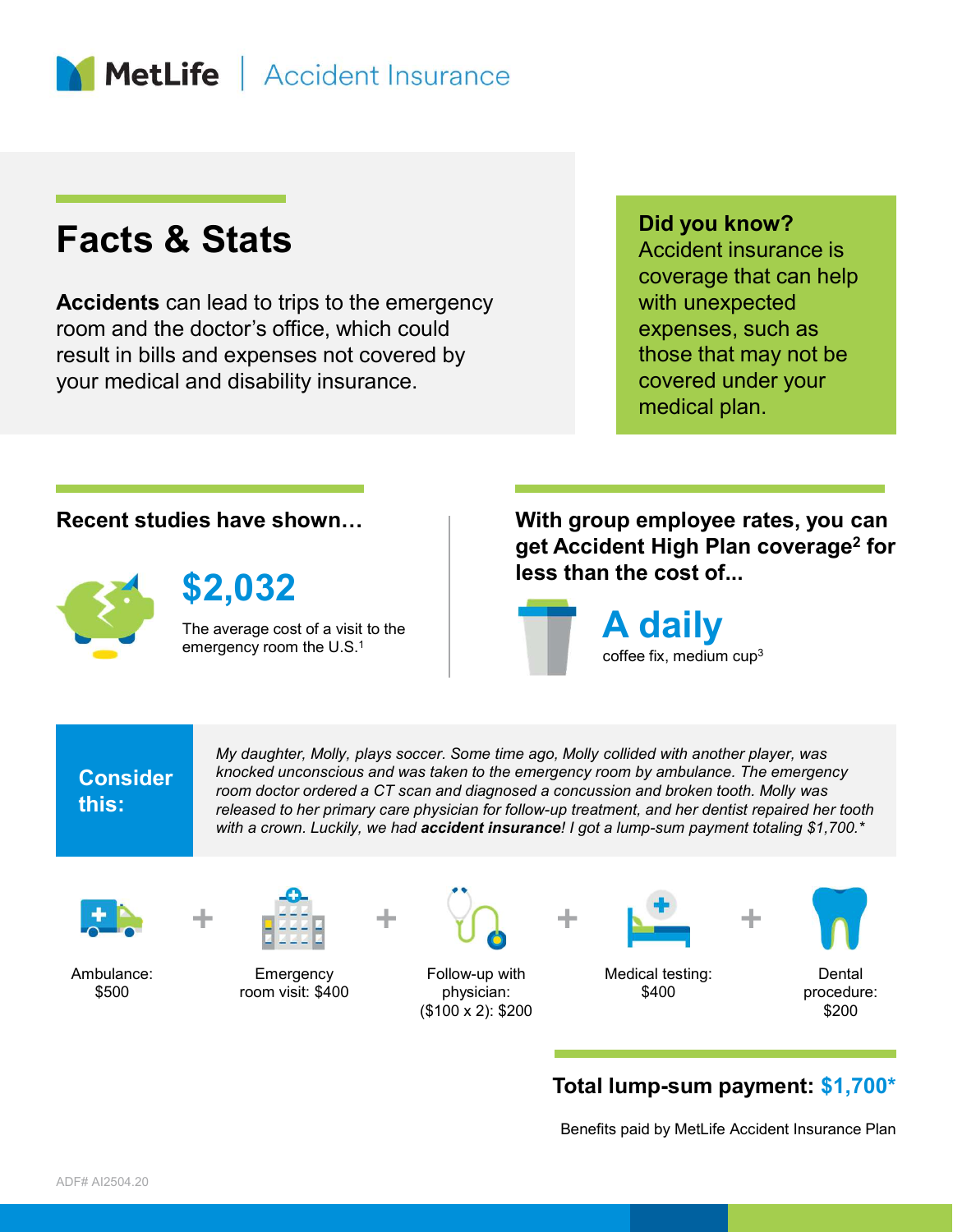MetLife | Accident Insurance

# Facts & Stats

**Accidents** can lead to trips to the emergency room and the doctor's office, which could result in bills and expenses not covered by your medical and disability insurance.

**Did you know?**
Accident insurance is coverage that can help with unexpected expenses, such as those that may not be covered under your medical plan.

### Recent studies have shown…

**$2,032**

The average cost of a visit to the emergency room the U.S.[1]

### With group employee rates, you can get Accident High Plan coverage[2] for less than the cost of...

**A daily**

coffee fix, medium cup[3]

**Consider this:**

*My daughter, Molly, plays soccer. Some time ago, Molly collided with another player, was knocked unconscious and was taken to the emergency room by ambulance. The emergency room doctor ordered a CT scan and diagnosed a concussion and broken tooth. Molly was released to her primary care physician for follow-up treatment, and her dentist repaired her tooth with a crown. Luckily, we had **accident insurance**! I got a lump-sum payment totaling $1,700.**

Ambulance: $500 + Emergency room visit: $400 + Follow-up with physician: ($100 x 2): $200 + Medical testing: $400 + Dental procedure: $200

**Total lump-sum payment: $1,700***

Benefits paid by MetLife Accident Insurance Plan

ADF# AI2504.20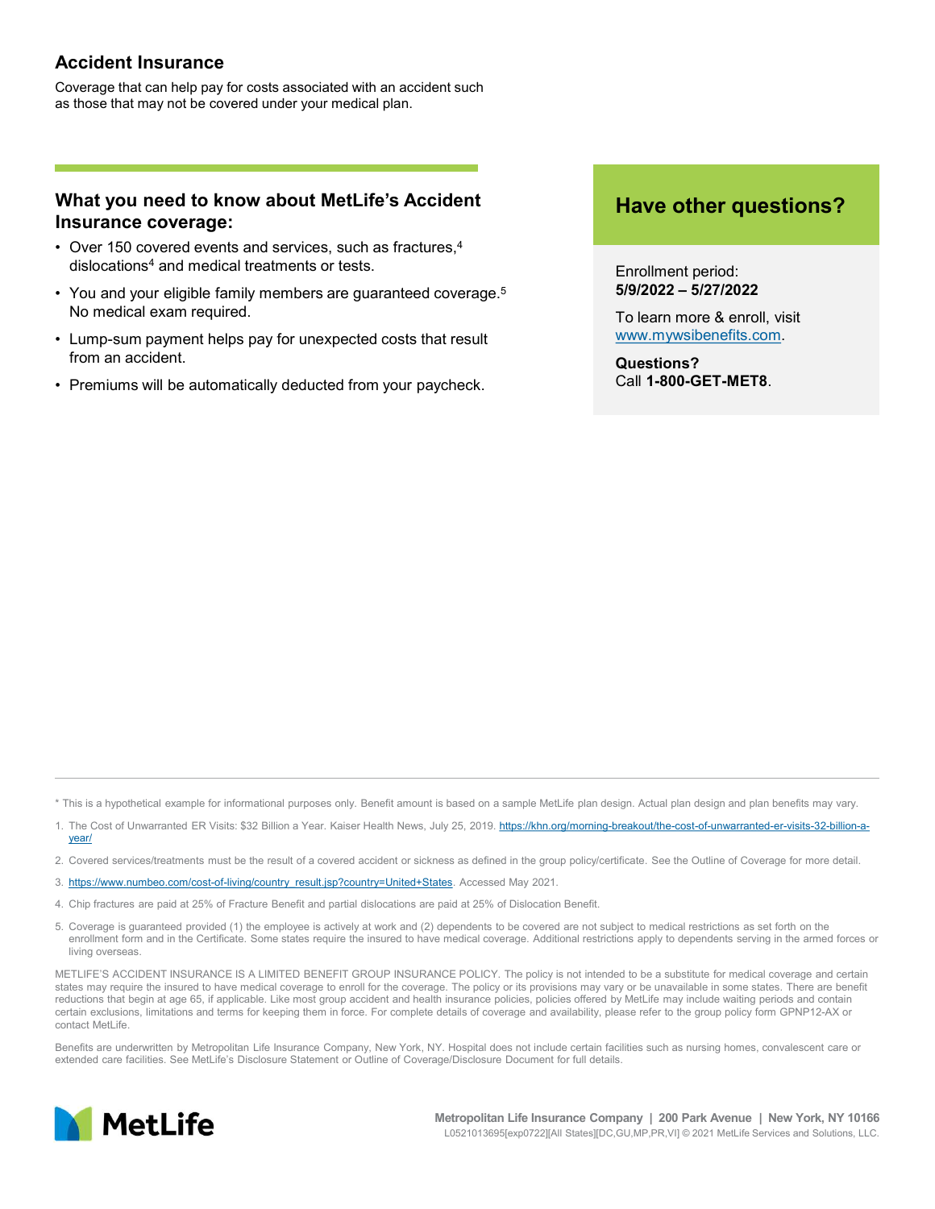## Accident Insurance

Coverage that can help pay for costs associated with an accident such as those that may not be covered under your medical plan.

### What you need to know about MetLife's Accident Insurance coverage:

- Over 150 covered events and services, such as fractures,[4] dislocations[4] and medical treatments or tests.
- You and your eligible family members are guaranteed coverage.[5] No medical exam required.
- Lump-sum payment helps pay for unexpected costs that result from an accident.
- Premiums will be automatically deducted from your paycheck.

### Have other questions?

Enrollment period:
**5/9/2022 – 5/27/2022**

To learn more & enroll, visit www.mywsibenefits.com.

**Questions?**
Call **1-800-GET-MET8**.

---

* This is a hypothetical example for informational purposes only. Benefit amount is based on a sample MetLife plan design. Actual plan design and plan benefits may vary.

1. The Cost of Unwarranted ER Visits: $32 Billion a Year. Kaiser Health News, July 25, 2019. https://khn.org/morning-breakout/the-cost-of-unwarranted-er-visits-32-billion-a-year/
2. Covered services/treatments must be the result of a covered accident or sickness as defined in the group policy/certificate. See the Outline of Coverage for more detail.
3. https://www.numbeo.com/cost-of-living/country_result.jsp?country=United+States. Accessed May 2021.
4. Chip fractures are paid at 25% of Fracture Benefit and partial dislocations are paid at 25% of Dislocation Benefit.
5. Coverage is guaranteed provided (1) the employee is actively at work and (2) dependents to be covered are not subject to medical restrictions as set forth on the enrollment form and in the Certificate. Some states require the insured to have medical coverage. Additional restrictions apply to dependents serving in the armed forces or living overseas.

METLIFE'S ACCIDENT INSURANCE IS A LIMITED BENEFIT GROUP INSURANCE POLICY. The policy is not intended to be a substitute for medical coverage and certain states may require the insured to have medical coverage to enroll for the coverage. The policy or its provisions may vary or be unavailable in some states. There are benefit reductions that begin at age 65, if applicable. Like most group accident and health insurance policies, policies offered by MetLife may include waiting periods and contain certain exclusions, limitations and terms for keeping them in force. For complete details of coverage and availability, please refer to the group policy form GPNP12-AX or contact MetLife.

Benefits are underwritten by Metropolitan Life Insurance Company, New York, NY. Hospital does not include certain facilities such as nursing homes, convalescent care or extended care facilities. See MetLife's Disclosure Statement or Outline of Coverage/Disclosure Document for full details.

MetLife

**Metropolitan Life Insurance Company | 200 Park Avenue | New York, NY 10166**
L0521013695[exp0722][All States][DC,GU,MP,PR,VI] © 2021 MetLife Services and Solutions, LLC.